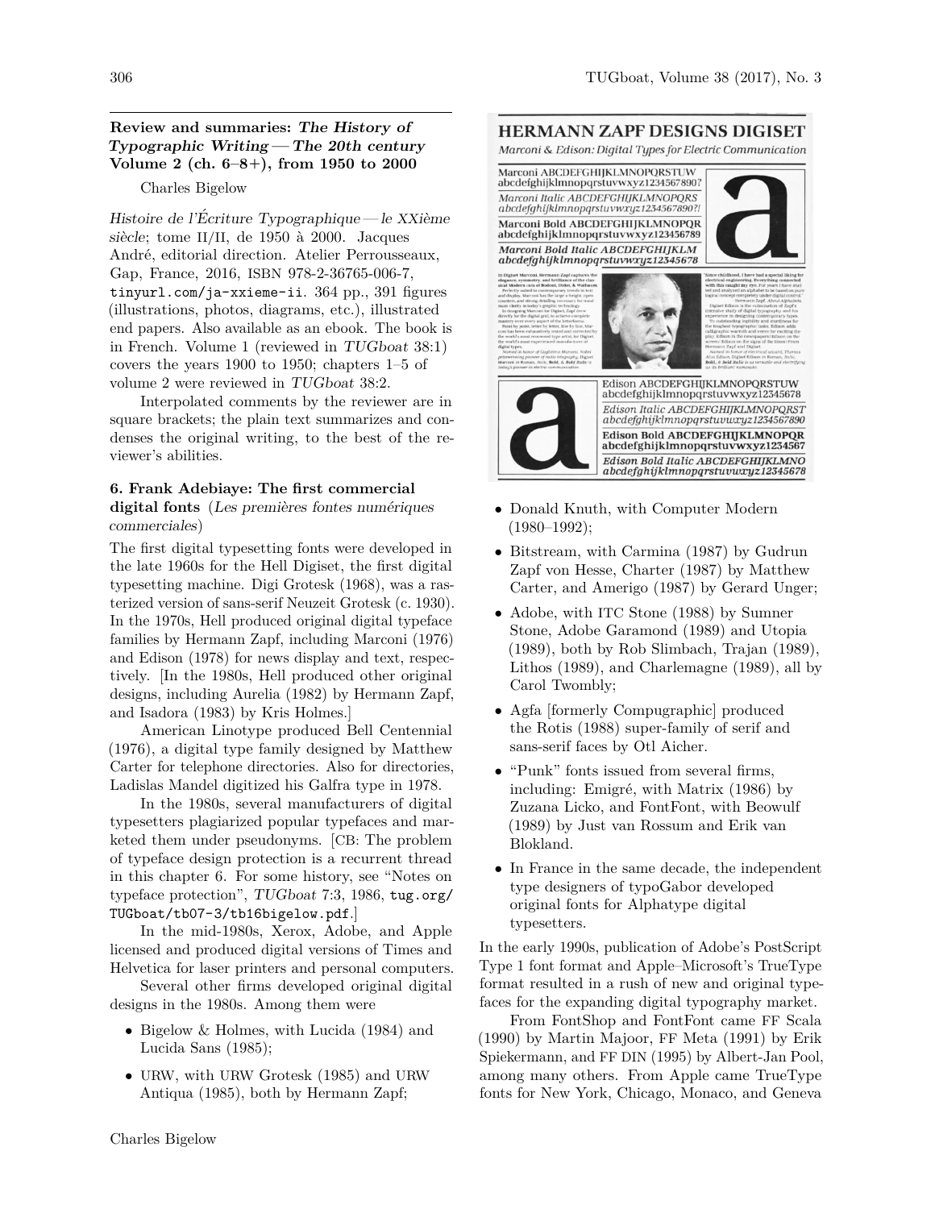## Review and summaries: *The History of Typographic Writing — The 20th century* Volume 2 (ch. 6–8+), from 1950 to 2000

Charles Bigelow

*Histoire de l'Écriture Typographique — le XXième siècle*; tome II/II, de 1950 à 2000. Jacques André, editorial direction. Atelier Perrousseaux, Gap, France, 2016, ISBN 978-2-36765-006-7, tinyurl.com/ja-xxieme-ii. 364 pp., 391 figures (illustrations, photos, diagrams, etc.), illustrated end papers. Also available as an ebook. The book is in French. Volume 1 (reviewed in *TUGboat* 38:1) covers the years 1900 to 1950; chapters 1–5 of volume 2 were reviewed in *TUGboat* 38:2.

Interpolated comments by the reviewer are in square brackets; the plain text summarizes and condenses the original writing, to the best of the reviewer's abilities.

### 6. Frank Adebiaye: The first commercial digital fonts (*Les premières fontes numériques commerciales*)

The first digital typesetting fonts were developed in the late 1960s for the Hell Digiset, the first digital typesetting machine. Digi Grotesk (1968), was a rasterized version of sans-serif Neuzeit Grotesk (c. 1930). In the 1970s, Hell produced original digital typeface families by Hermann Zapf, including Marconi (1976) and Edison (1978) for news display and text, respectively. [In the 1980s, Hell produced other original designs, including Aurelia (1982) by Hermann Zapf, and Isadora (1983) by Kris Holmes.]

American Linotype produced Bell Centennial (1976), a digital type family designed by Matthew Carter for telephone directories. Also for directories, Ladislas Mandel digitized his Galfra type in 1978.

In the 1980s, several manufacturers of digital typesetters plagiarized popular typefaces and marketed them under pseudonyms. [CB: The problem of typeface design protection is a recurrent thread in this chapter 6. For some history, see "Notes on typeface protection", *TUGboat* 7:3, 1986, tug.org/TUGboat/tb07-3/tb16bigelow.pdf.]

In the mid-1980s, Xerox, Adobe, and Apple licensed and produced digital versions of Times and Helvetica for laser printers and personal computers.

Several other firms developed original digital designs in the 1980s. Among them were

- Bigelow & Holmes, with Lucida (1984) and Lucida Sans (1985);
- URW, with URW Grotesk (1985) and URW Antiqua (1985), both by Hermann Zapf;
- Donald Knuth, with Computer Modern (1980–1992);
- Bitstream, with Carmina (1987) by Gudrun Zapf von Hesse, Charter (1987) by Matthew Carter, and Amerigo (1987) by Gerard Unger;
- Adobe, with ITC Stone (1988) by Sumner Stone, Adobe Garamond (1989) and Utopia (1989), both by Rob Slimbach, Trajan (1989), Lithos (1989), and Charlemagne (1989), all by Carol Twombly;
- Agfa [formerly Compugraphic] produced the Rotis (1988) super-family of serif and sans-serif faces by Otl Aicher.
- "Punk" fonts issued from several firms, including: Emigré, with Matrix (1986) by Zuzana Licko, and FontFont, with Beowulf (1989) by Just van Rossum and Erik van Blokland.
- In France in the same decade, the independent type designers of typoGabor developed original fonts for Alphatype digital typesetters.

In the early 1990s, publication of Adobe's PostScript Type 1 font format and Apple–Microsoft's TrueType format resulted in a rush of new and original typefaces for the expanding digital typography market.

From FontShop and FontFont came FF Scala (1990) by Martin Majoor, FF Meta (1991) by Erik Spiekermann, and FF DIN (1995) by Albert-Jan Pool, among many others. From Apple came TrueType fonts for New York, Chicago, Monaco, and Geneva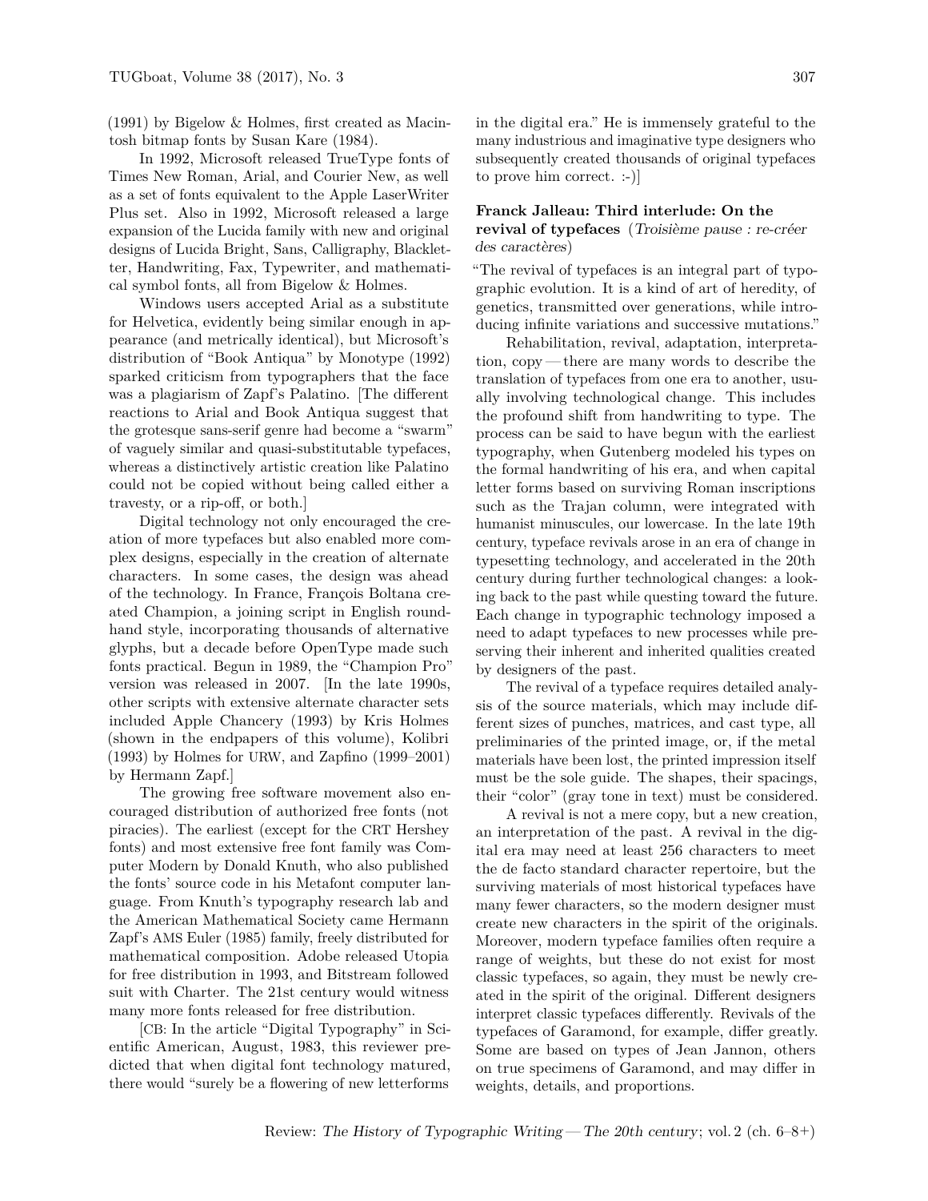(1991) by Bigelow & Holmes, first created as Macintosh bitmap fonts by Susan Kare (1984).

In 1992, Microsoft released TrueType fonts of Times New Roman, Arial, and Courier New, as well as a set of fonts equivalent to the Apple LaserWriter Plus set. Also in 1992, Microsoft released a large expansion of the Lucida family with new and original designs of Lucida Bright, Sans, Calligraphy, Blackletter, Handwriting, Fax, Typewriter, and mathematical symbol fonts, all from Bigelow & Holmes.

Windows users accepted Arial as a substitute for Helvetica, evidently being similar enough in appearance (and metrically identical), but Microsoft's distribution of "Book Antiqua" by Monotype (1992) sparked criticism from typographers that the face was a plagiarism of Zapf's Palatino. [The different reactions to Arial and Book Antiqua suggest that the grotesque sans-serif genre had become a "swarm" of vaguely similar and quasi-substitutable typefaces, whereas a distinctively artistic creation like Palatino could not be copied without being called either a travesty, or a rip-off, or both.]

Digital technology not only encouraged the creation of more typefaces but also enabled more complex designs, especially in the creation of alternate characters. In some cases, the design was ahead of the technology. In France, François Boltana created Champion, a joining script in English roundhand style, incorporating thousands of alternative glyphs, but a decade before OpenType made such fonts practical. Begun in 1989, the "Champion Pro" version was released in 2007. [In the late 1990s, other scripts with extensive alternate character sets included Apple Chancery (1993) by Kris Holmes (shown in the endpapers of this volume), Kolibri (1993) by Holmes for URW, and Zapfino (1999–2001) by Hermann Zapf.]

The growing free software movement also encouraged distribution of authorized free fonts (not piracies). The earliest (except for the CRT Hershey fonts) and most extensive free font family was Computer Modern by Donald Knuth, who also published the fonts' source code in his Metafont computer language. From Knuth's typography research lab and the American Mathematical Society came Hermann Zapf's AMS Euler (1985) family, freely distributed for mathematical composition. Adobe released Utopia for free distribution in 1993, and Bitstream followed suit with Charter. The 21st century would witness many more fonts released for free distribution.

[CB: In the article "Digital Typography" in Scientific American, August, 1983, this reviewer predicted that when digital font technology matured, there would "surely be a flowering of new letterforms in the digital era." He is immensely grateful to the many industrious and imaginative type designers who subsequently created thousands of original typefaces to prove him correct. :-)]

### Franck Jalleau: Third interlude: On the revival of typefaces (*Troisième pause : re-créer des caractères*)

"The revival of typefaces is an integral part of typographic evolution. It is a kind of art of heredity, of genetics, transmitted over generations, while introducing infinite variations and successive mutations."

Rehabilitation, revival, adaptation, interpretation, copy — there are many words to describe the translation of typefaces from one era to another, usually involving technological change. This includes the profound shift from handwriting to type. The process can be said to have begun with the earliest typography, when Gutenberg modeled his types on the formal handwriting of his era, and when capital letter forms based on surviving Roman inscriptions such as the Trajan column, were integrated with humanist minuscules, our lowercase. In the late 19th century, typeface revivals arose in an era of change in typesetting technology, and accelerated in the 20th century during further technological changes: a looking back to the past while questing toward the future. Each change in typographic technology imposed a need to adapt typefaces to new processes while preserving their inherent and inherited qualities created by designers of the past.

The revival of a typeface requires detailed analysis of the source materials, which may include different sizes of punches, matrices, and cast type, all preliminaries of the printed image, or, if the metal materials have been lost, the printed impression itself must be the sole guide. The shapes, their spacings, their "color" (gray tone in text) must be considered.

A revival is not a mere copy, but a new creation, an interpretation of the past. A revival in the digital era may need at least 256 characters to meet the de facto standard character repertoire, but the surviving materials of most historical typefaces have many fewer characters, so the modern designer must create new characters in the spirit of the originals. Moreover, modern typeface families often require a range of weights, but these do not exist for most classic typefaces, so again, they must be newly created in the spirit of the original. Different designers interpret classic typefaces differently. Revivals of the typefaces of Garamond, for example, differ greatly. Some are based on types of Jean Jannon, others on true specimens of Garamond, and may differ in weights, details, and proportions.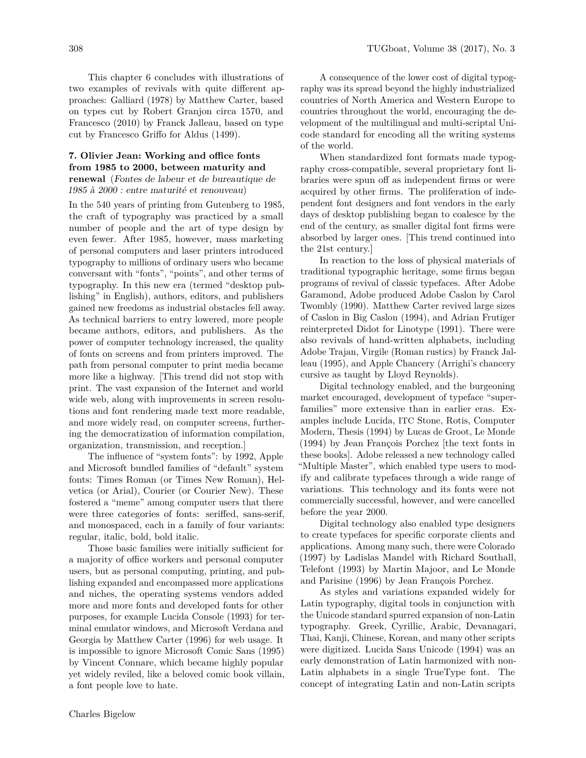This chapter 6 concludes with illustrations of two examples of revivals with quite different approaches: Galliard (1978) by Matthew Carter, based on types cut by Robert Granjon circa 1570, and Francesco (2010) by Franck Jalleau, based on type cut by Francesco Griffo for Aldus (1499).

### 7. Olivier Jean: Working and office fonts from 1985 to 2000, between maturity and renewal (*Fontes de labeur et de bureautique de 1985 à 2000 : entre maturité et renouveau*)

In the 540 years of printing from Gutenberg to 1985, the craft of typography was practiced by a small number of people and the art of type design by even fewer. After 1985, however, mass marketing of personal computers and laser printers introduced typography to millions of ordinary users who became conversant with "fonts", "points", and other terms of typography. In this new era (termed "desktop publishing" in English), authors, editors, and publishers gained new freedoms as industrial obstacles fell away. As technical barriers to entry lowered, more people became authors, editors, and publishers. As the power of computer technology increased, the quality of fonts on screens and from printers improved. The path from personal computer to print media became more like a highway. [This trend did not stop with print. The vast expansion of the Internet and world wide web, along with improvements in screen resolutions and font rendering made text more readable, and more widely read, on computer screens, furthering the democratization of information compilation, organization, transmission, and reception.]

The influence of "system fonts": by 1992, Apple and Microsoft bundled families of "default" system fonts: Times Roman (or Times New Roman), Helvetica (or Arial), Courier (or Courier New). These fostered a "meme" among computer users that there were three categories of fonts: seriffed, sans-serif, and monospaced, each in a family of four variants: regular, italic, bold, bold italic.

Those basic families were initially sufficient for a majority of office workers and personal computer users, but as personal computing, printing, and publishing expanded and encompassed more applications and niches, the operating systems vendors added more and more fonts and developed fonts for other purposes, for example Lucida Console (1993) for terminal emulator windows, and Microsoft Verdana and Georgia by Matthew Carter (1996) for web usage. It is impossible to ignore Microsoft Comic Sans (1995) by Vincent Connare, which became highly popular yet widely reviled, like a beloved comic book villain, a font people love to hate.

A consequence of the lower cost of digital typography was its spread beyond the highly industrialized countries of North America and Western Europe to countries throughout the world, encouraging the development of the multilingual and multi-scriptal Unicode standard for encoding all the writing systems of the world.

When standardized font formats made typography cross-compatible, several proprietary font libraries were spun off as independent firms or were acquired by other firms. The proliferation of independent font designers and font vendors in the early days of desktop publishing began to coalesce by the end of the century, as smaller digital font firms were absorbed by larger ones. [This trend continued into the 21st century.]

In reaction to the loss of physical materials of traditional typographic heritage, some firms began programs of revival of classic typefaces. After Adobe Garamond, Adobe produced Adobe Caslon by Carol Twombly (1990). Matthew Carter revived large sizes of Caslon in Big Caslon (1994), and Adrian Frutiger reinterpreted Didot for Linotype (1991). There were also revivals of hand-written alphabets, including Adobe Trajan, Virgile (Roman rustics) by Franck Jalleau (1995), and Apple Chancery (Arrighi's chancery cursive as taught by Lloyd Reynolds).

Digital technology enabled, and the burgeoning market encouraged, development of typeface "superfamilies" more extensive than in earlier eras. Examples include Lucida, ITC Stone, Rotis, Computer Modern, Thesis (1994) by Lucas de Groot, Le Monde (1994) by Jean François Porchez [the text fonts in these books]. Adobe released a new technology called "Multiple Master", which enabled type users to modify and calibrate typefaces through a wide range of variations. This technology and its fonts were not commercially successful, however, and were cancelled before the year 2000.

Digital technology also enabled type designers to create typefaces for specific corporate clients and applications. Among many such, there were Colorado (1997) by Ladislas Mandel with Richard Southall, Telefont (1993) by Martin Majoor, and Le Monde and Parisine (1996) by Jean François Porchez.

As styles and variations expanded widely for Latin typography, digital tools in conjunction with the Unicode standard spurred expansion of non-Latin typography. Greek, Cyrillic, Arabic, Devanagari, Thai, Kanji, Chinese, Korean, and many other scripts were digitized. Lucida Sans Unicode (1994) was an early demonstration of Latin harmonized with non-Latin alphabets in a single TrueType font. The concept of integrating Latin and non-Latin scripts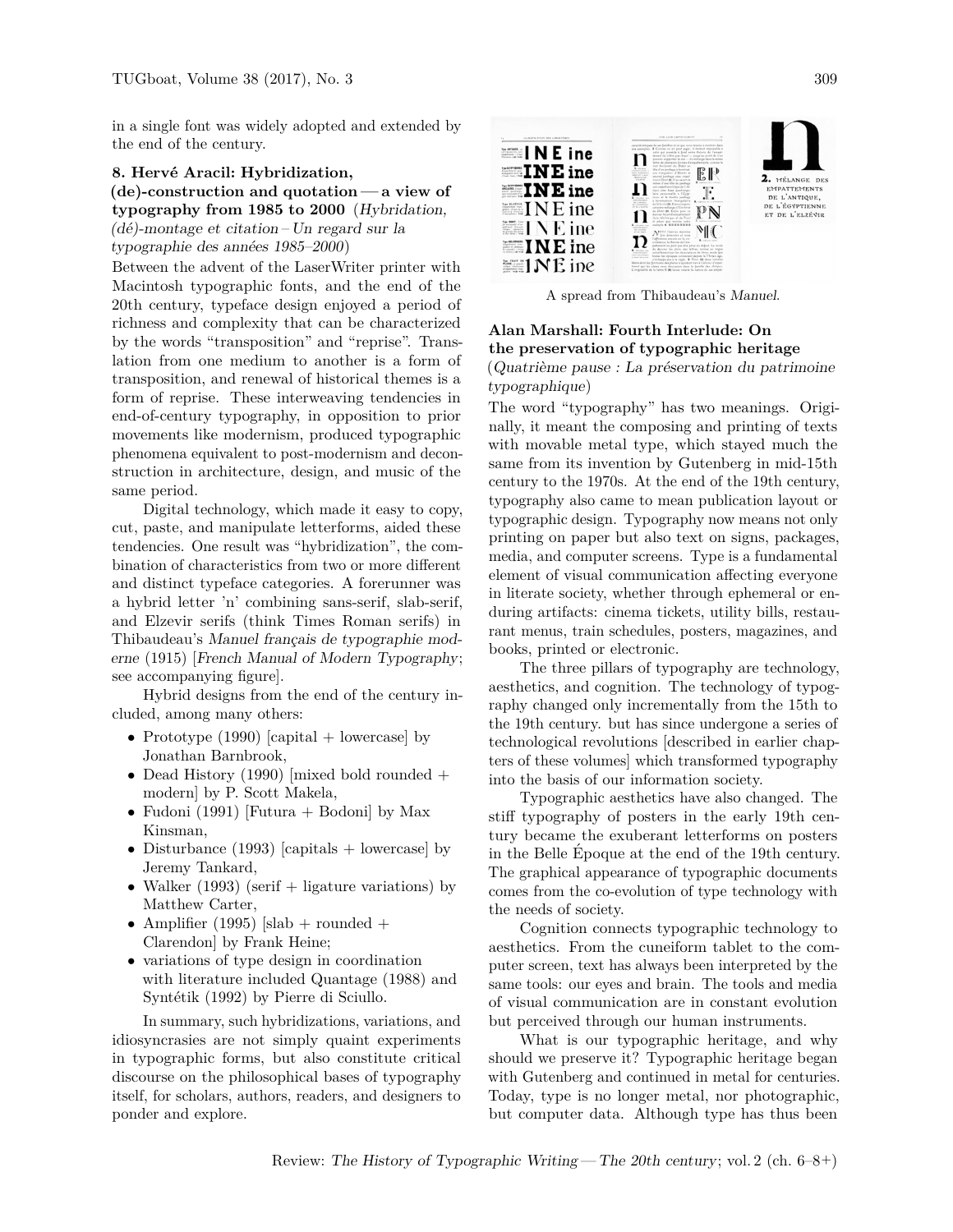in a single font was widely adopted and extended by the end of the century.

**8. Hervé Aracil: Hybridization, (de)-construction and quotation — a view of typography from 1985 to 2000** (*Hybridation, (dé)-montage et citation – Un regard sur la typographie des années 1985–2000*)

Between the advent of the LaserWriter printer with Macintosh typographic fonts, and the end of the 20th century, typeface design enjoyed a period of richness and complexity that can be characterized by the words "transposition" and "reprise". Translation from one medium to another is a form of transposition, and renewal of historical themes is a form of reprise. These interweaving tendencies in end-of-century typography, in opposition to prior movements like modernism, produced typographic phenomena equivalent to post-modernism and deconstruction in architecture, design, and music of the same period.

Digital technology, which made it easy to copy, cut, paste, and manipulate letterforms, aided these tendencies. One result was "hybridization", the combination of characteristics from two or more different and distinct typeface categories. A forerunner was a hybrid letter 'n' combining sans-serif, slab-serif, and Elzevir serifs (think Times Roman serifs) in Thibaudeau's *Manuel français de typographie moderne* (1915) [*French Manual of Modern Typography*; see accompanying figure].

Hybrid designs from the end of the century included, among many others:

- Prototype (1990) [capital + lowercase] by Jonathan Barnbrook,
- Dead History (1990) [mixed bold rounded + modern] by P. Scott Makela,
- Fudoni (1991) [Futura + Bodoni] by Max Kinsman,
- Disturbance (1993) [capitals + lowercase] by Jeremy Tankard,
- Walker (1993) (serif + ligature variations) by Matthew Carter,
- Amplifier (1995) [slab + rounded + Clarendon] by Frank Heine;
- variations of type design in coordination with literature included Quantage (1988) and Syntétik (1992) by Pierre di Sciullo.

In summary, such hybridizations, variations, and idiosyncrasies are not simply quaint experiments in typographic forms, but also constitute critical discourse on the philosophical bases of typography itself, for scholars, authors, readers, and designers to ponder and explore.

A spread from Thibaudeau's *Manuel*.

**Alan Marshall: Fourth Interlude: On the preservation of typographic heritage** (*Quatrième pause : La préservation du patrimoine typographique*)

The word "typography" has two meanings. Originally, it meant the composing and printing of texts with movable metal type, which stayed much the same from its invention by Gutenberg in mid-15th century to the 1970s. At the end of the 19th century, typography also came to mean publication layout or typographic design. Typography now means not only printing on paper but also text on signs, packages, media, and computer screens. Type is a fundamental element of visual communication affecting everyone in literate society, whether through ephemeral or enduring artifacts: cinema tickets, utility bills, restaurant menus, train schedules, posters, magazines, and books, printed or electronic.

The three pillars of typography are technology, aesthetics, and cognition. The technology of typography changed only incrementally from the 15th to the 19th century. but has since undergone a series of technological revolutions [described in earlier chapters of these volumes] which transformed typography into the basis of our information society.

Typographic aesthetics have also changed. The stiff typography of posters in the early 19th century became the exuberant letterforms on posters in the Belle Époque at the end of the 19th century. The graphical appearance of typographic documents comes from the co-evolution of type technology with the needs of society.

Cognition connects typographic technology to aesthetics. From the cuneiform tablet to the computer screen, text has always been interpreted by the same tools: our eyes and brain. The tools and media of visual communication are in constant evolution but perceived through our human instruments.

What is our typographic heritage, and why should we preserve it? Typographic heritage began with Gutenberg and continued in metal for centuries. Today, type is no longer metal, nor photographic, but computer data. Although type has thus been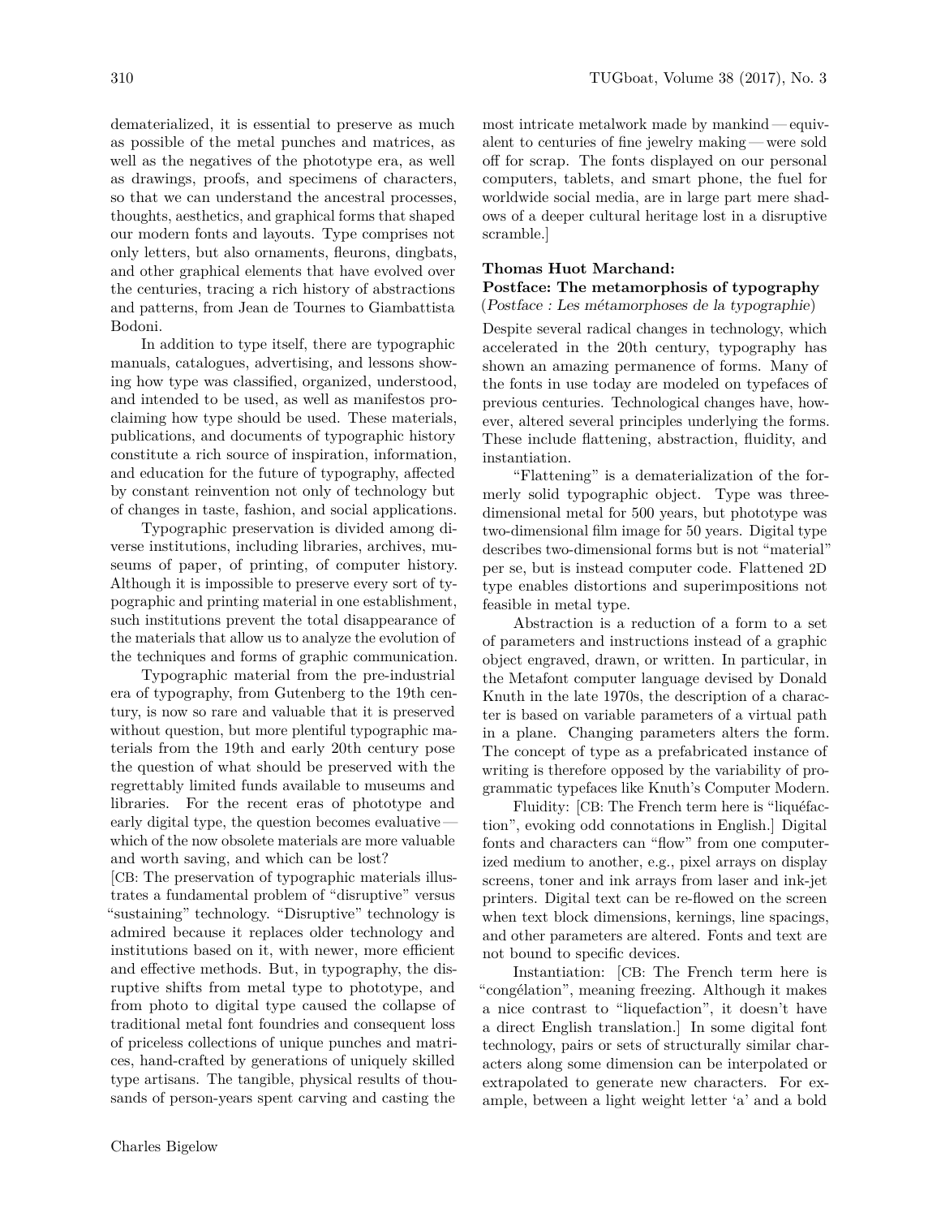dematerialized, it is essential to preserve as much as possible of the metal punches and matrices, as well as the negatives of the phototype era, as well as drawings, proofs, and specimens of characters, so that we can understand the ancestral processes, thoughts, aesthetics, and graphical forms that shaped our modern fonts and layouts. Type comprises not only letters, but also ornaments, fleurons, dingbats, and other graphical elements that have evolved over the centuries, tracing a rich history of abstractions and patterns, from Jean de Tournes to Giambattista Bodoni.

In addition to type itself, there are typographic manuals, catalogues, advertising, and lessons showing how type was classified, organized, understood, and intended to be used, as well as manifestos proclaiming how type should be used. These materials, publications, and documents of typographic history constitute a rich source of inspiration, information, and education for the future of typography, affected by constant reinvention not only of technology but of changes in taste, fashion, and social applications.

Typographic preservation is divided among diverse institutions, including libraries, archives, museums of paper, of printing, of computer history. Although it is impossible to preserve every sort of typographic and printing material in one establishment, such institutions prevent the total disappearance of the materials that allow us to analyze the evolution of the techniques and forms of graphic communication.

Typographic material from the pre-industrial era of typography, from Gutenberg to the 19th century, is now so rare and valuable that it is preserved without question, but more plentiful typographic materials from the 19th and early 20th century pose the question of what should be preserved with the regrettably limited funds available to museums and libraries. For the recent eras of phototype and early digital type, the question becomes evaluative — which of the now obsolete materials are more valuable and worth saving, and which can be lost?

[CB: The preservation of typographic materials illustrates a fundamental problem of "disruptive" versus "sustaining" technology. "Disruptive" technology is admired because it replaces older technology and institutions based on it, with newer, more efficient and effective methods. But, in typography, the disruptive shifts from metal type to phototype, and from photo to digital type caused the collapse of traditional metal font foundries and consequent loss of priceless collections of unique punches and matrices, hand-crafted by generations of uniquely skilled type artisans. The tangible, physical results of thousands of person-years spent carving and casting the most intricate metalwork made by mankind — equivalent to centuries of fine jewelry making — were sold off for scrap. The fonts displayed on our personal computers, tablets, and smart phone, the fuel for worldwide social media, are in large part mere shadows of a deeper cultural heritage lost in a disruptive scramble.]

**Thomas Huot Marchand:**
**Postface: The metamorphosis of typography**
(*Postface : Les métamorphoses de la typographie*)

Despite several radical changes in technology, which accelerated in the 20th century, typography has shown an amazing permanence of forms. Many of the fonts in use today are modeled on typefaces of previous centuries. Technological changes have, however, altered several principles underlying the forms. These include flattening, abstraction, fluidity, and instantiation.

"Flattening" is a dematerialization of the formerly solid typographic object. Type was three-dimensional metal for 500 years, but phototype was two-dimensional film image for 50 years. Digital type describes two-dimensional forms but is not "material" per se, but is instead computer code. Flattened 2D type enables distortions and superimpositions not feasible in metal type.

Abstraction is a reduction of a form to a set of parameters and instructions instead of a graphic object engraved, drawn, or written. In particular, in the Metafont computer language devised by Donald Knuth in the late 1970s, the description of a character is based on variable parameters of a virtual path in a plane. Changing parameters alters the form. The concept of type as a prefabricated instance of writing is therefore opposed by the variability of programmatic typefaces like Knuth's Computer Modern.

Fluidity: [CB: The French term here is "liquéfaction", evoking odd connotations in English.] Digital fonts and characters can "flow" from one computerized medium to another, e.g., pixel arrays on display screens, toner and ink arrays from laser and ink-jet printers. Digital text can be re-flowed on the screen when text block dimensions, kernings, line spacings, and other parameters are altered. Fonts and text are not bound to specific devices.

Instantiation: [CB: The French term here is "congélation", meaning freezing. Although it makes a nice contrast to "liquefaction", it doesn't have a direct English translation.] In some digital font technology, pairs or sets of structurally similar characters along some dimension can be interpolated or extrapolated to generate new characters. For example, between a light weight letter 'a' and a bold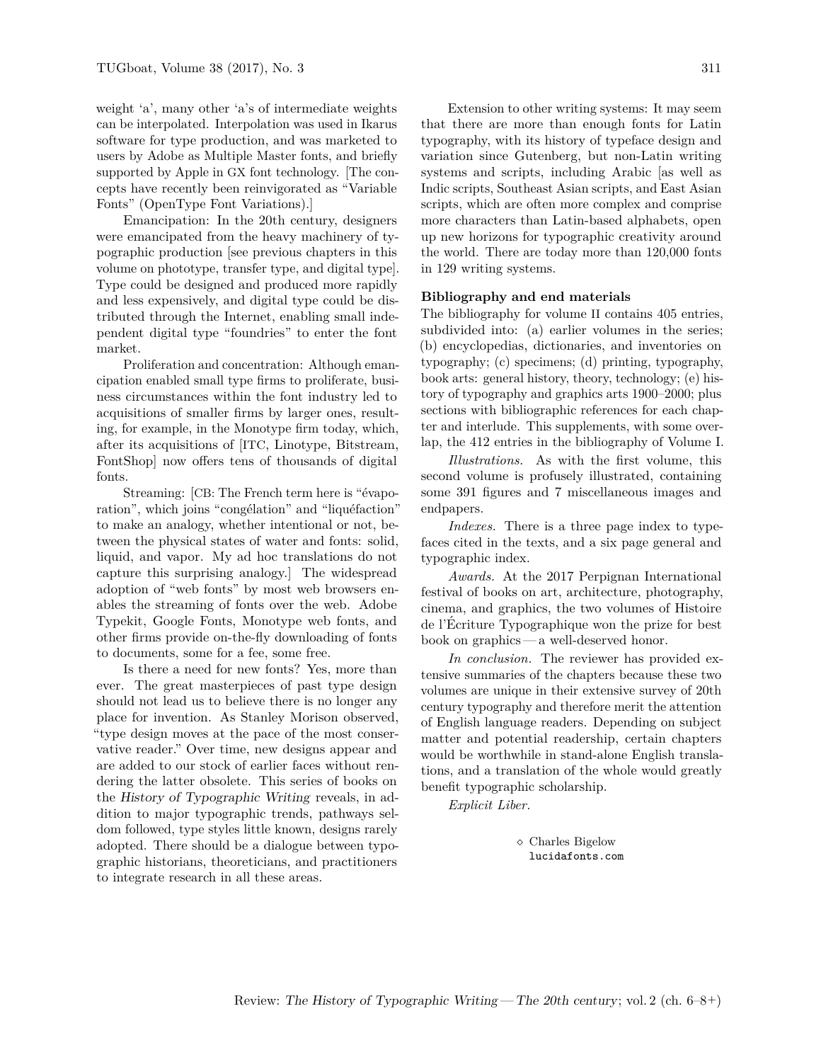weight 'a', many other 'a's of intermediate weights can be interpolated. Interpolation was used in Ikarus software for type production, and was marketed to users by Adobe as Multiple Master fonts, and briefly supported by Apple in GX font technology. [The concepts have recently been reinvigorated as "Variable Fonts" (OpenType Font Variations).]

Emancipation: In the 20th century, designers were emancipated from the heavy machinery of typographic production [see previous chapters in this volume on phototype, transfer type, and digital type]. Type could be designed and produced more rapidly and less expensively, and digital type could be distributed through the Internet, enabling small independent digital type "foundries" to enter the font market.

Proliferation and concentration: Although emancipation enabled small type firms to proliferate, business circumstances within the font industry led to acquisitions of smaller firms by larger ones, resulting, for example, in the Monotype firm today, which, after its acquisitions of [ITC, Linotype, Bitstream, FontShop] now offers tens of thousands of digital fonts.

Streaming: [CB: The French term here is "évaporation", which joins "congélation" and "liquéfaction" to make an analogy, whether intentional or not, between the physical states of water and fonts: solid, liquid, and vapor. My ad hoc translations do not capture this surprising analogy.] The widespread adoption of "web fonts" by most web browsers enables the streaming of fonts over the web. Adobe Typekit, Google Fonts, Monotype web fonts, and other firms provide on-the-fly downloading of fonts to documents, some for a fee, some free.

Is there a need for new fonts? Yes, more than ever. The great masterpieces of past type design should not lead us to believe there is no longer any place for invention. As Stanley Morison observed, "type design moves at the pace of the most conservative reader." Over time, new designs appear and are added to our stock of earlier faces without rendering the latter obsolete. This series of books on the *History of Typographic Writing* reveals, in addition to major typographic trends, pathways seldom followed, type styles little known, designs rarely adopted. There should be a dialogue between typographic historians, theoreticians, and practitioners to integrate research in all these areas.

Extension to other writing systems: It may seem that there are more than enough fonts for Latin typography, with its history of typeface design and variation since Gutenberg, but non-Latin writing systems and scripts, including Arabic [as well as Indic scripts, Southeast Asian scripts, and East Asian scripts, which are often more complex and comprise more characters than Latin-based alphabets, open up new horizons for typographic creativity around the world. There are today more than 120,000 fonts in 129 writing systems.

### Bibliography and end materials

The bibliography for volume II contains 405 entries, subdivided into: (a) earlier volumes in the series; (b) encyclopedias, dictionaries, and inventories on typography; (c) specimens; (d) printing, typography, book arts: general history, theory, technology; (e) history of typography and graphics arts 1900–2000; plus sections with bibliographic references for each chapter and interlude. This supplements, with some overlap, the 412 entries in the bibliography of Volume I.

*Illustrations.* As with the first volume, this second volume is profusely illustrated, containing some 391 figures and 7 miscellaneous images and endpapers.

*Indexes.* There is a three page index to typefaces cited in the texts, and a six page general and typographic index.

*Awards.* At the 2017 Perpignan International festival of books on art, architecture, photography, cinema, and graphics, the two volumes of Histoire de l'Écriture Typographique won the prize for best book on graphics — a well-deserved honor.

*In conclusion.* The reviewer has provided extensive summaries of the chapters because these two volumes are unique in their extensive survey of 20th century typography and therefore merit the attention of English language readers. Depending on subject matter and potential readership, certain chapters would be worthwhile in stand-alone English translations, and a translation of the whole would greatly benefit typographic scholarship.

*Explicit Liber.*

◇ Charles Bigelow
`lucidafonts.com`